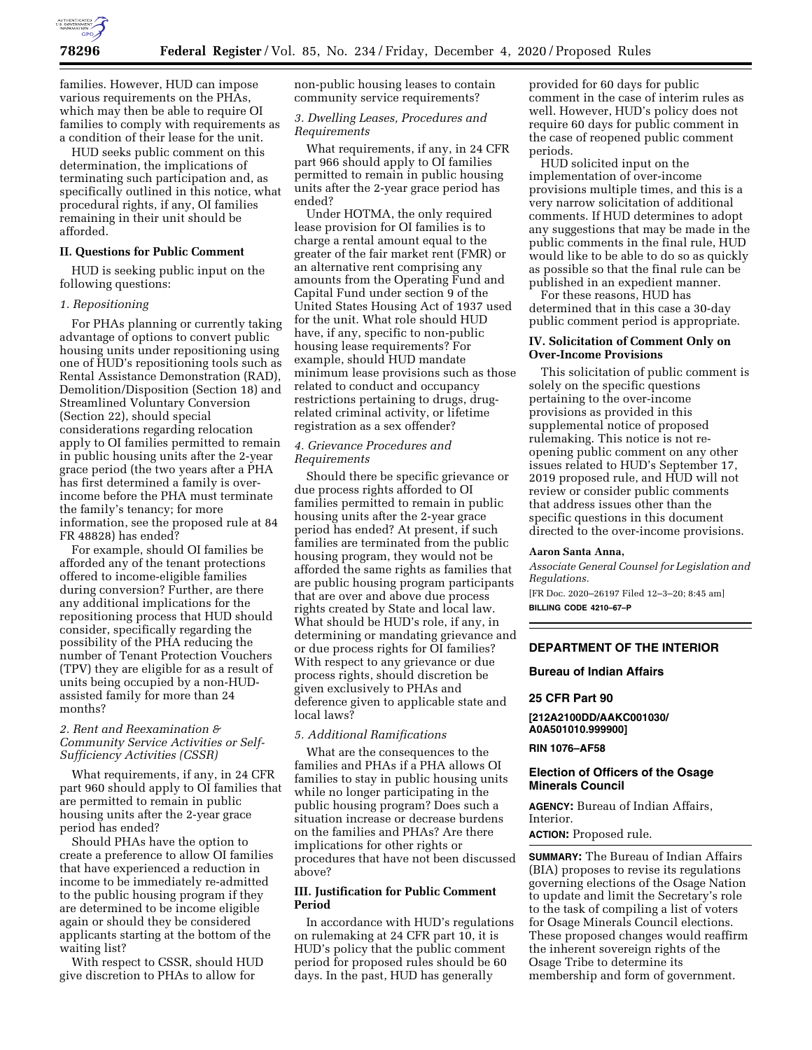families. However, HUD can impose various requirements on the PHAs, which may then be able to require OI families to comply with requirements as a condition of their lease for the unit.

HUD seeks public comment on this determination, the implications of terminating such participation and, as specifically outlined in this notice, what procedural rights, if any, OI families remaining in their unit should be afforded.

## II. Questions for Public Comment

HUD is seeking public input on the following questions:

### *1. Repositioning*

For PHAs planning or currently taking advantage of options to convert public housing units under repositioning using one of HUD's repositioning tools such as Rental Assistance Demonstration (RAD), Demolition/Disposition (Section 18) and Streamlined Voluntary Conversion (Section 22), should special considerations regarding relocation apply to OI families permitted to remain in public housing units after the 2-year grace period (the two years after a PHA has first determined a family is over-income before the PHA must terminate the family's tenancy; for more information, see the proposed rule at 84 FR 48828) has ended?

For example, should OI families be afforded any of the tenant protections offered to income-eligible families during conversion? Further, are there any additional implications for the repositioning process that HUD should consider, specifically regarding the possibility of the PHA reducing the number of Tenant Protection Vouchers (TPV) they are eligible for as a result of units being occupied by a non-HUD-assisted family for more than 24 months?

### *2. Rent and Reexamination & Community Service Activities or Self-Sufficiency Activities (CSSR)*

What requirements, if any, in 24 CFR part 960 should apply to OI families that are permitted to remain in public housing units after the 2-year grace period has ended?

Should PHAs have the option to create a preference to allow OI families that have experienced a reduction in income to be immediately re-admitted to the public housing program if they are determined to be income eligible again or should they be considered applicants starting at the bottom of the waiting list?

With respect to CSSR, should HUD give discretion to PHAs to allow for non-public housing leases to contain community service requirements?

### *3. Dwelling Leases, Procedures and Requirements*

What requirements, if any, in 24 CFR part 966 should apply to OI families permitted to remain in public housing units after the 2-year grace period has ended?

Under HOTMA, the only required lease provision for OI families is to charge a rental amount equal to the greater of the fair market rent (FMR) or an alternative rent comprising any amounts from the Operating Fund and Capital Fund under section 9 of the United States Housing Act of 1937 used for the unit. What role should HUD have, if any, specific to non-public housing lease requirements? For example, should HUD mandate minimum lease provisions such as those related to conduct and occupancy restrictions pertaining to drugs, drug-related criminal activity, or lifetime registration as a sex offender?

### *4. Grievance Procedures and Requirements*

Should there be specific grievance or due process rights afforded to OI families permitted to remain in public housing units after the 2-year grace period has ended? At present, if such families are terminated from the public housing program, they would not be afforded the same rights as families that are public housing program participants that are over and above due process rights created by State and local law. What should be HUD's role, if any, in determining or mandating grievance and or due process rights for OI families? With respect to any grievance or due process rights, should discretion be given exclusively to PHAs and deference given to applicable state and local laws?

### *5. Additional Ramifications*

What are the consequences to the families and PHAs if a PHA allows OI families to stay in public housing units while no longer participating in the public housing program? Does such a situation increase or decrease burdens on the families and PHAs? Are there implications for other rights or procedures that have not been discussed above?

## III. Justification for Public Comment Period

In accordance with HUD's regulations on rulemaking at 24 CFR part 10, it is HUD's policy that the public comment period for proposed rules should be 60 days. In the past, HUD has generally provided for 60 days for public comment in the case of interim rules as well. However, HUD's policy does not require 60 days for public comment in the case of reopened public comment periods.

HUD solicited input on the implementation of over-income provisions multiple times, and this is a very narrow solicitation of additional comments. If HUD determines to adopt any suggestions that may be made in the public comments in the final rule, HUD would like to be able to do so as quickly as possible so that the final rule can be published in an expedient manner.

For these reasons, HUD has determined that in this case a 30-day public comment period is appropriate.

## IV. Solicitation of Comment Only on Over-Income Provisions

This solicitation of public comment is solely on the specific questions pertaining to the over-income provisions as provided in this supplemental notice of proposed rulemaking. This notice is not re-opening public comment on any other issues related to HUD's September 17, 2019 proposed rule, and HUD will not review or consider public comments that address issues other than the specific questions in this document directed to the over-income provisions.

**Aaron Santa Anna,**

*Associate General Counsel for Legislation and Regulations.*

[FR Doc. 2020–26197 Filed 12–3–20; 8:45 am]

**BILLING CODE 4210–67–P**

---

# DEPARTMENT OF THE INTERIOR

## Bureau of Indian Affairs

## 25 CFR Part 90

**[212A2100DD/AAKC001030/A0A501010.999900]**

**RIN 1076–AF58**

## Election of Officers of the Osage Minerals Council

**AGENCY:** Bureau of Indian Affairs, Interior.

**ACTION:** Proposed rule.

**SUMMARY:** The Bureau of Indian Affairs (BIA) proposes to revise its regulations governing elections of the Osage Nation to update and limit the Secretary's role to the task of compiling a list of voters for Osage Minerals Council elections. These proposed changes would reaffirm the inherent sovereign rights of the Osage Tribe to determine its membership and form of government.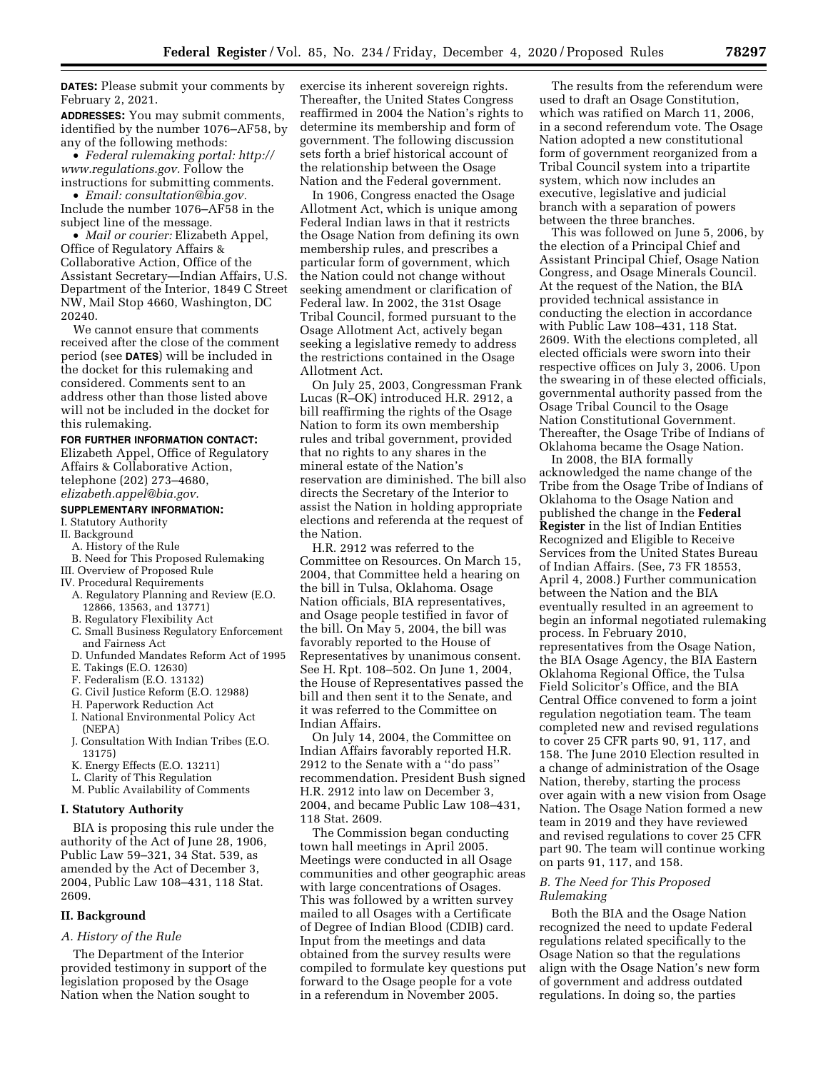**DATES:** Please submit your comments by February 2, 2021.

**ADDRESSES:** You may submit comments, identified by the number 1076–AF58, by any of the following methods:

- *Federal rulemaking portal: http://www.regulations.gov.* Follow the instructions for submitting comments.
- *Email: consultation@bia.gov.* Include the number 1076–AF58 in the subject line of the message.
- *Mail or courier:* Elizabeth Appel, Office of Regulatory Affairs & Collaborative Action, Office of the Assistant Secretary—Indian Affairs, U.S. Department of the Interior, 1849 C Street NW, Mail Stop 4660, Washington, DC 20240.

We cannot ensure that comments received after the close of the comment period (see **DATES**) will be included in the docket for this rulemaking and considered. Comments sent to an address other than those listed above will not be included in the docket for this rulemaking.

**FOR FURTHER INFORMATION CONTACT:** Elizabeth Appel, Office of Regulatory Affairs & Collaborative Action, telephone (202) 273–4680, *elizabeth.appel@bia.gov.*

**SUPPLEMENTARY INFORMATION:**

I. Statutory Authority
II. Background
  A. History of the Rule
  B. Need for This Proposed Rulemaking
III. Overview of Proposed Rule
IV. Procedural Requirements
  A. Regulatory Planning and Review (E.O. 12866, 13563, and 13771)
  B. Regulatory Flexibility Act
  C. Small Business Regulatory Enforcement and Fairness Act
  D. Unfunded Mandates Reform Act of 1995
  E. Takings (E.O. 12630)
  F. Federalism (E.O. 13132)
  G. Civil Justice Reform (E.O. 12988)
  H. Paperwork Reduction Act
  I. National Environmental Policy Act (NEPA)
  J. Consultation With Indian Tribes (E.O. 13175)
  K. Energy Effects (E.O. 13211)
  L. Clarity of This Regulation
  M. Public Availability of Comments

## I. Statutory Authority

BIA is proposing this rule under the authority of the Act of June 28, 1906, Public Law 59–321, 34 Stat. 539, as amended by the Act of December 3, 2004, Public Law 108–431, 118 Stat. 2609.

## II. Background

### A. History of the Rule

The Department of the Interior provided testimony in support of the legislation proposed by the Osage Nation when the Nation sought to exercise its inherent sovereign rights. Thereafter, the United States Congress reaffirmed in 2004 the Nation's rights to determine its membership and form of government. The following discussion sets forth a brief historical account of the relationship between the Osage Nation and the Federal government.

In 1906, Congress enacted the Osage Allotment Act, which is unique among Federal Indian laws in that it restricts the Osage Nation from defining its own membership rules, and prescribes a particular form of government, which the Nation could not change without seeking amendment or clarification of Federal law. In 2002, the 31st Osage Tribal Council, formed pursuant to the Osage Allotment Act, actively began seeking a legislative remedy to address the restrictions contained in the Osage Allotment Act.

On July 25, 2003, Congressman Frank Lucas (R–OK) introduced H.R. 2912, a bill reaffirming the rights of the Osage Nation to form its own membership rules and tribal government, provided that no rights to any shares in the mineral estate of the Nation's reservation are diminished. The bill also directs the Secretary of the Interior to assist the Nation in holding appropriate elections and referenda at the request of the Nation.

H.R. 2912 was referred to the Committee on Resources. On March 15, 2004, that Committee held a hearing on the bill in Tulsa, Oklahoma. Osage Nation officials, BIA representatives, and Osage people testified in favor of the bill. On May 5, 2004, the bill was favorably reported to the House of Representatives by unanimous consent. See H. Rpt. 108–502. On June 1, 2004, the House of Representatives passed the bill and then sent it to the Senate, and it was referred to the Committee on Indian Affairs.

On July 14, 2004, the Committee on Indian Affairs favorably reported H.R. 2912 to the Senate with a ''do pass'' recommendation. President Bush signed H.R. 2912 into law on December 3, 2004, and became Public Law 108–431, 118 Stat. 2609.

The Commission began conducting town hall meetings in April 2005. Meetings were conducted in all Osage communities and other geographic areas with large concentrations of Osages. This was followed by a written survey mailed to all Osages with a Certificate of Degree of Indian Blood (CDIB) card. Input from the meetings and data obtained from the survey results were compiled to formulate key questions put forward to the Osage people for a vote in a referendum in November 2005.

The results from the referendum were used to draft an Osage Constitution, which was ratified on March 11, 2006, in a second referendum vote. The Osage Nation adopted a new constitutional form of government reorganized from a Tribal Council system into a tripartite system, which now includes an executive, legislative and judicial branch with a separation of powers between the three branches.

This was followed on June 5, 2006, by the election of a Principal Chief and Assistant Principal Chief, Osage Nation Congress, and Osage Minerals Council. At the request of the Nation, the BIA provided technical assistance in conducting the election in accordance with Public Law 108–431, 118 Stat. 2609. With the elections completed, all elected officials were sworn into their respective offices on July 3, 2006. Upon the swearing in of these elected officials, governmental authority passed from the Osage Tribal Council to the Osage Nation Constitutional Government. Thereafter, the Osage Tribe of Indians of Oklahoma became the Osage Nation.

In 2008, the BIA formally acknowledged the name change of the Tribe from the Osage Tribe of Indians of Oklahoma to the Osage Nation and published the change in the **Federal Register** in the list of Indian Entities Recognized and Eligible to Receive Services from the United States Bureau of Indian Affairs. (See, 73 FR 18553, April 4, 2008.) Further communication between the Nation and the BIA eventually resulted in an agreement to begin an informal negotiated rulemaking process. In February 2010, representatives from the Osage Nation, the BIA Osage Agency, the BIA Eastern Oklahoma Regional Office, the Tulsa Field Solicitor's Office, and the BIA Central Office convened to form a joint regulation negotiation team. The team completed new and revised regulations to cover 25 CFR parts 90, 91, 117, and 158. The June 2010 Election resulted in a change of administration of the Osage Nation, thereby, starting the process over again with a new vision from Osage Nation. The Osage Nation formed a new team in 2019 and they have reviewed and revised regulations to cover 25 CFR part 90. The team will continue working on parts 91, 117, and 158.

### B. The Need for This Proposed Rulemaking

Both the BIA and the Osage Nation recognized the need to update Federal regulations related specifically to the Osage Nation so that the regulations align with the Osage Nation's new form of government and address outdated regulations. In doing so, the parties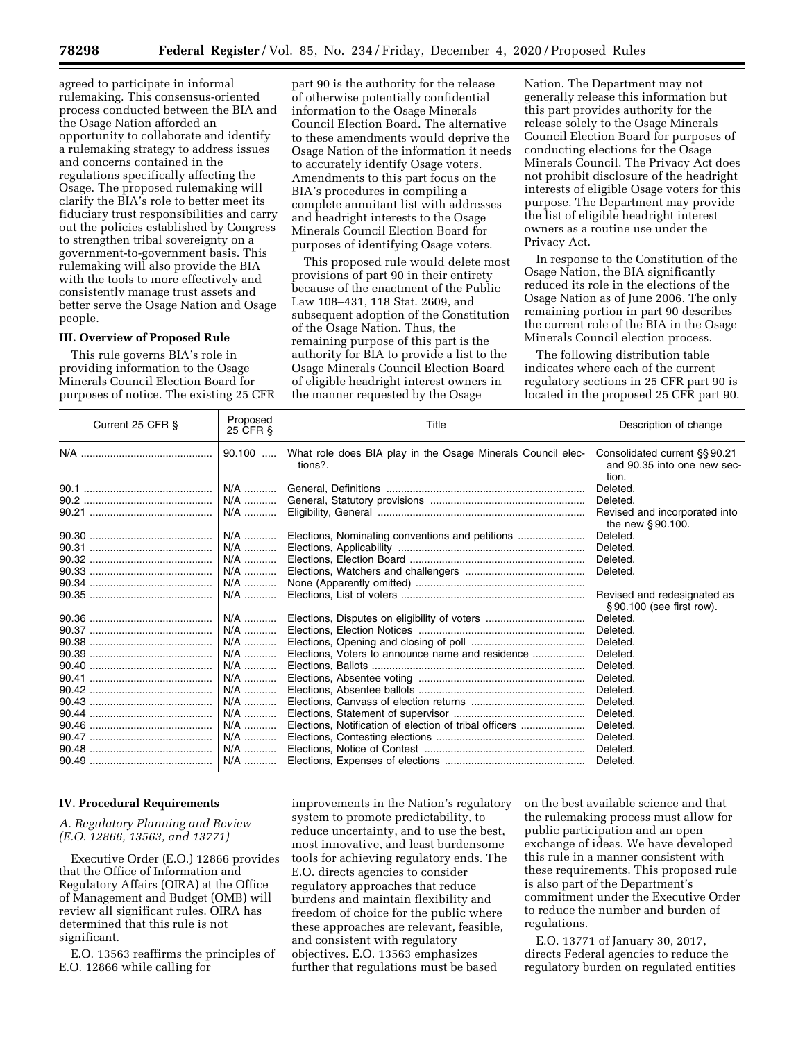agreed to participate in informal rulemaking. This consensus-oriented process conducted between the BIA and the Osage Nation afforded an opportunity to collaborate and identify a rulemaking strategy to address issues and concerns contained in the regulations specifically affecting the Osage. The proposed rulemaking will clarify the BIA's role to better meet its fiduciary trust responsibilities and carry out the policies established by Congress to strengthen tribal sovereignty on a government-to-government basis. This rulemaking will also provide the BIA with the tools to more effectively and consistently manage trust assets and better serve the Osage Nation and Osage people.

### III. Overview of Proposed Rule

This rule governs BIA's role in providing information to the Osage Minerals Council Election Board for purposes of notice. The existing 25 CFR part 90 is the authority for the release of otherwise potentially confidential information to the Osage Minerals Council Election Board. The alternative to these amendments would deprive the Osage Nation of the information it needs to accurately identify Osage voters. Amendments to this part focus on the BIA's procedures in compiling a complete annuitant list with addresses and headright interests to the Osage Minerals Council Election Board for purposes of identifying Osage voters.

This proposed rule would delete most provisions of part 90 in their entirety because of the enactment of the Public Law 108–431, 118 Stat. 2609, and subsequent adoption of the Constitution of the Osage Nation. Thus, the remaining purpose of this part is the authority for BIA to provide a list to the Osage Minerals Council Election Board of eligible headright interest owners in the manner requested by the Osage Nation. The Department may not generally release this information but this part provides authority for the release solely to the Osage Minerals Council Election Board for purposes of conducting elections for the Osage Minerals Council. The Privacy Act does not prohibit disclosure of the headright interests of eligible Osage voters for this purpose. The Department may provide the list of eligible headright interest owners as a routine use under the Privacy Act.

In response to the Constitution of the Osage Nation, the BIA significantly reduced its role in the elections of the Osage Nation as of June 2006. The only remaining portion in part 90 describes the current role of the BIA in the Osage Minerals Council election process.

The following distribution table indicates where each of the current regulatory sections in 25 CFR part 90 is located in the proposed 25 CFR part 90.

| Current 25 CFR § | Proposed 25 CFR § | Title | Description of change |
|---|---|---|---|
| N/A | 90.100 | What role does BIA play in the Osage Minerals Council elections?. | Consolidated current §§ 90.21 and 90.35 into one new section. |
| 90.1 | N/A | General, Definitions | Deleted. |
| 90.2 | N/A | General, Statutory provisions | Deleted. |
| 90.21 | N/A | Eligibility, General | Revised and incorporated into the new § 90.100. |
| 90.30 | N/A | Elections, Nominating conventions and petitions | Deleted. |
| 90.31 | N/A | Elections, Applicability | Deleted. |
| 90.32 | N/A | Elections, Election Board | Deleted. |
| 90.33 | N/A | Elections, Watchers and challengers | Deleted. |
| 90.34 | N/A | None (Apparently omitted) | |
| 90.35 | N/A | Elections, List of voters | Revised and redesignated as § 90.100 (see first row). |
| 90.36 | N/A | Elections, Disputes on eligibility of voters | Deleted. |
| 90.37 | N/A | Elections, Election Notices | Deleted. |
| 90.38 | N/A | Elections, Opening and closing of poll | Deleted. |
| 90.39 | N/A | Elections, Voters to announce name and residence | Deleted. |
| 90.40 | N/A | Elections, Ballots | Deleted. |
| 90.41 | N/A | Elections, Absentee voting | Deleted. |
| 90.42 | N/A | Elections, Absentee ballots | Deleted. |
| 90.43 | N/A | Elections, Canvass of election returns | Deleted. |
| 90.44 | N/A | Elections, Statement of supervisor | Deleted. |
| 90.46 | N/A | Elections, Notification of election of tribal officers | Deleted. |
| 90.47 | N/A | Elections, Contesting elections | Deleted. |
| 90.48 | N/A | Elections, Notice of Contest | Deleted. |
| 90.49 | N/A | Elections, Expenses of elections | Deleted. |

### IV. Procedural Requirements

#### *A. Regulatory Planning and Review (E.O. 12866, 13563, and 13771)*

Executive Order (E.O.) 12866 provides that the Office of Information and Regulatory Affairs (OIRA) at the Office of Management and Budget (OMB) will review all significant rules. OIRA has determined that this rule is not significant.

E.O. 13563 reaffirms the principles of E.O. 12866 while calling for improvements in the Nation's regulatory system to promote predictability, to reduce uncertainty, and to use the best, most innovative, and least burdensome tools for achieving regulatory ends. The E.O. directs agencies to consider regulatory approaches that reduce burdens and maintain flexibility and freedom of choice for the public where these approaches are relevant, feasible, and consistent with regulatory objectives. E.O. 13563 emphasizes further that regulations must be based on the best available science and that the rulemaking process must allow for public participation and an open exchange of ideas. We have developed this rule in a manner consistent with these requirements. This proposed rule is also part of the Department's commitment under the Executive Order to reduce the number and burden of regulations.

E.O. 13771 of January 30, 2017, directs Federal agencies to reduce the regulatory burden on regulated entities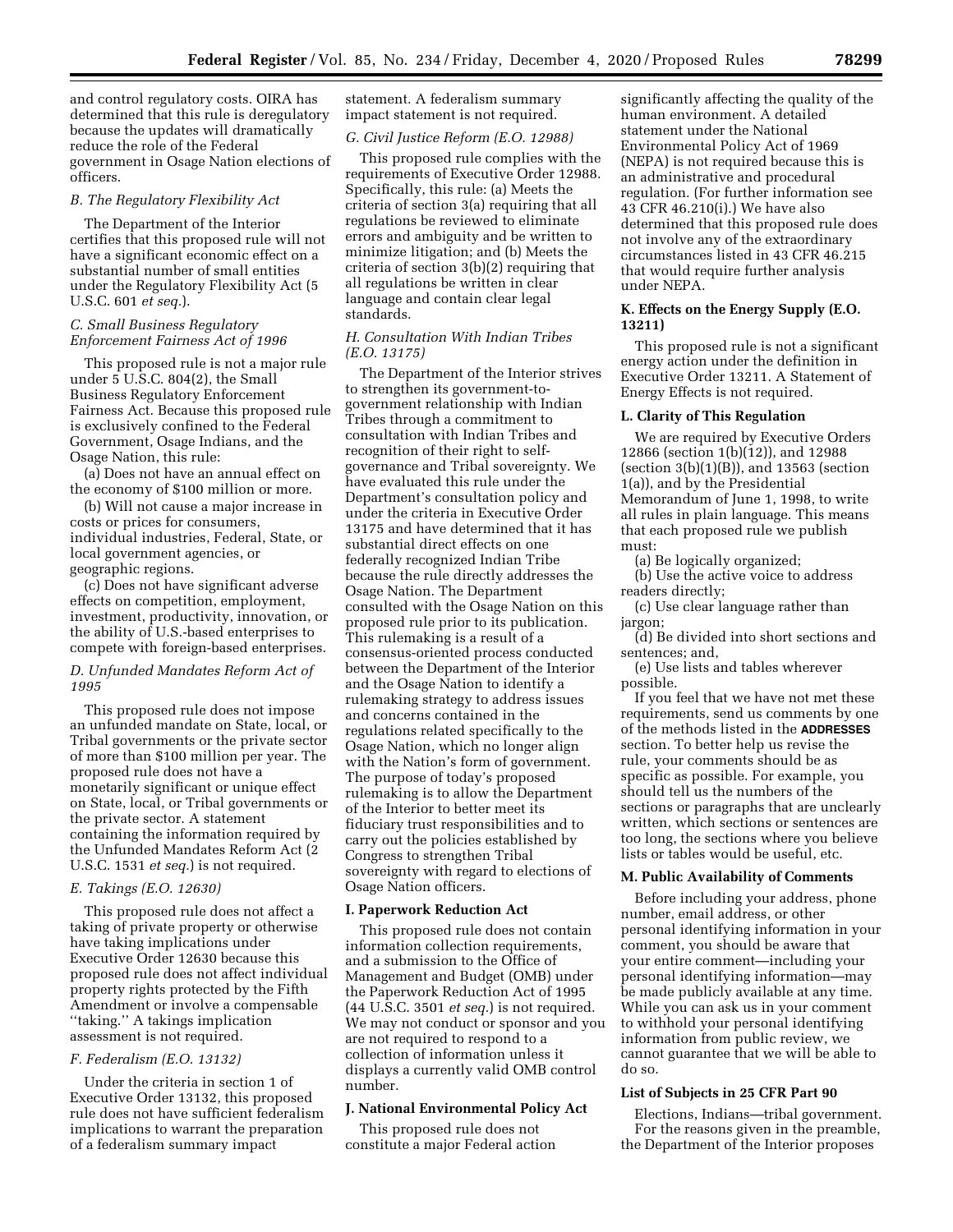and control regulatory costs. OIRA has determined that this rule is deregulatory because the updates will dramatically reduce the role of the Federal government in Osage Nation elections of officers.

### *B. The Regulatory Flexibility Act*

The Department of the Interior certifies that this proposed rule will not have a significant economic effect on a substantial number of small entities under the Regulatory Flexibility Act (5 U.S.C. 601 *et seq.*).

### *C. Small Business Regulatory Enforcement Fairness Act of 1996*

This proposed rule is not a major rule under 5 U.S.C. 804(2), the Small Business Regulatory Enforcement Fairness Act. Because this proposed rule is exclusively confined to the Federal Government, Osage Indians, and the Osage Nation, this rule:

(a) Does not have an annual effect on the economy of $100 million or more.

(b) Will not cause a major increase in costs or prices for consumers, individual industries, Federal, State, or local government agencies, or geographic regions.

(c) Does not have significant adverse effects on competition, employment, investment, productivity, innovation, or the ability of U.S.-based enterprises to compete with foreign-based enterprises.

### *D. Unfunded Mandates Reform Act of 1995*

This proposed rule does not impose an unfunded mandate on State, local, or Tribal governments or the private sector of more than $100 million per year. The proposed rule does not have a monetarily significant or unique effect on State, local, or Tribal governments or the private sector. A statement containing the information required by the Unfunded Mandates Reform Act (2 U.S.C. 1531 *et seq.*) is not required.

### *E. Takings (E.O. 12630)*

This proposed rule does not affect a taking of private property or otherwise have taking implications under Executive Order 12630 because this proposed rule does not affect individual property rights protected by the Fifth Amendment or involve a compensable "taking." A takings implication assessment is not required.

### *F. Federalism (E.O. 13132)*

Under the criteria in section 1 of Executive Order 13132, this proposed rule does not have sufficient federalism implications to warrant the preparation of a federalism summary impact statement. A federalism summary impact statement is not required.

### *G. Civil Justice Reform (E.O. 12988)*

This proposed rule complies with the requirements of Executive Order 12988. Specifically, this rule: (a) Meets the criteria of section 3(a) requiring that all regulations be reviewed to eliminate errors and ambiguity and be written to minimize litigation; and (b) Meets the criteria of section 3(b)(2) requiring that all regulations be written in clear language and contain clear legal standards.

### *H. Consultation With Indian Tribes (E.O. 13175)*

The Department of the Interior strives to strengthen its government-to-government relationship with Indian Tribes through a commitment to consultation with Indian Tribes and recognition of their right to self-governance and Tribal sovereignty. We have evaluated this rule under the Department's consultation policy and under the criteria in Executive Order 13175 and have determined that it has substantial direct effects on one federally recognized Indian Tribe because the rule directly addresses the Osage Nation. The Department consulted with the Osage Nation on this proposed rule prior to its publication. This rulemaking is a result of a consensus-oriented process conducted between the Department of the Interior and the Osage Nation to identify a rulemaking strategy to address issues and concerns contained in the regulations related specifically to the Osage Nation, which no longer align with the Nation's form of government. The purpose of today's proposed rulemaking is to allow the Department of the Interior to better meet its fiduciary trust responsibilities and to carry out the policies established by Congress to strengthen Tribal sovereignty with regard to elections of Osage Nation officers.

### I. Paperwork Reduction Act

This proposed rule does not contain information collection requirements, and a submission to the Office of Management and Budget (OMB) under the Paperwork Reduction Act of 1995 (44 U.S.C. 3501 *et seq.*) is not required. We may not conduct or sponsor and you are not required to respond to a collection of information unless it displays a currently valid OMB control number.

### J. National Environmental Policy Act

This proposed rule does not constitute a major Federal action significantly affecting the quality of the human environment. A detailed statement under the National Environmental Policy Act of 1969 (NEPA) is not required because this is an administrative and procedural regulation. (For further information see 43 CFR 46.210(i).) We have also determined that this proposed rule does not involve any of the extraordinary circumstances listed in 43 CFR 46.215 that would require further analysis under NEPA.

### K. Effects on the Energy Supply (E.O. 13211)

This proposed rule is not a significant energy action under the definition in Executive Order 13211. A Statement of Energy Effects is not required.

### L. Clarity of This Regulation

We are required by Executive Orders 12866 (section 1(b)(12)), and 12988 (section 3(b)(1)(B)), and 13563 (section 1(a)), and by the Presidential Memorandum of June 1, 1998, to write all rules in plain language. This means that each proposed rule we publish must:

(a) Be logically organized;

(b) Use the active voice to address readers directly;

(c) Use clear language rather than jargon;

(d) Be divided into short sections and sentences; and,

(e) Use lists and tables wherever possible.

If you feel that we have not met these requirements, send us comments by one of the methods listed in the **ADDRESSES** section. To better help us revise the rule, your comments should be as specific as possible. For example, you should tell us the numbers of the sections or paragraphs that are unclearly written, which sections or sentences are too long, the sections where you believe lists or tables would be useful, etc.

### M. Public Availability of Comments

Before including your address, phone number, email address, or other personal identifying information in your comment, you should be aware that your entire comment—including your personal identifying information—may be made publicly available at any time. While you can ask us in your comment to withhold your personal identifying information from public review, we cannot guarantee that we will be able to do so.

### List of Subjects in 25 CFR Part 90

Elections, Indians—tribal government.

For the reasons given in the preamble, the Department of the Interior proposes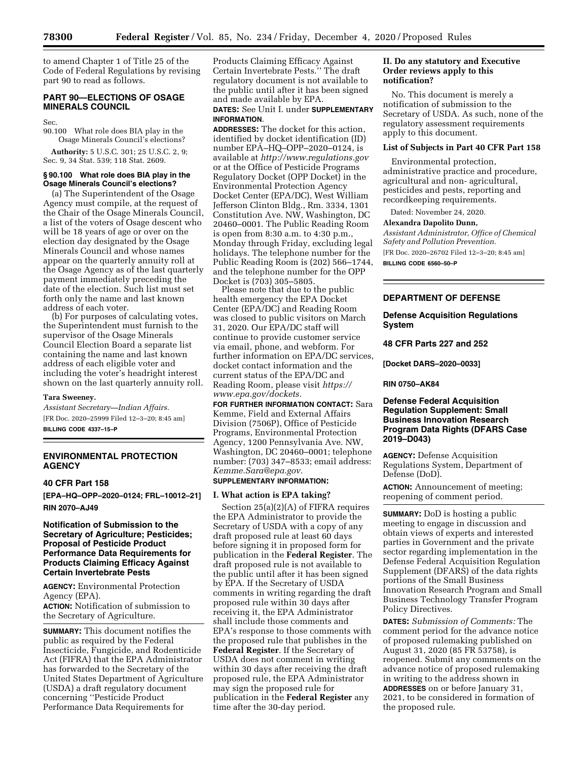to amend Chapter 1 of Title 25 of the Code of Federal Regulations by revising part 90 to read as follows.

## PART 90—ELECTIONS OF OSAGE MINERALS COUNCIL

Sec.

90.100 What role does BIA play in the Osage Minerals Council's elections?

**Authority:** 5 U.S.C. 301; 25 U.S.C. 2, 9; Sec. 9, 34 Stat. 539; 118 Stat. 2609.

### § 90.100 What role does BIA play in the Osage Minerals Council's elections?

(a) The Superintendent of the Osage Agency must compile, at the request of the Chair of the Osage Minerals Council, a list of the voters of Osage descent who will be 18 years of age or over on the election day designated by the Osage Minerals Council and whose names appear on the quarterly annuity roll at the Osage Agency as of the last quarterly payment immediately preceding the date of the election. Such list must set forth only the name and last known address of each voter.

(b) For purposes of calculating votes, the Superintendent must furnish to the supervisor of the Osage Minerals Council Election Board a separate list containing the name and last known address of each eligible voter and including the voter's headright interest shown on the last quarterly annuity roll.

**Tara Sweeney.**

*Assistant Secretary—Indian Affairs.*

[FR Doc. 2020–25999 Filed 12–3–20; 8:45 am]

**BILLING CODE 4337–15–P**

---

## ENVIRONMENTAL PROTECTION AGENCY

### 40 CFR Part 158

**[EPA–HQ–OPP–2020–0124; FRL–10012–21]**

**RIN 2070–AJ49**

### Notification of Submission to the Secretary of Agriculture; Pesticides; Proposal of Pesticide Product Performance Data Requirements for Products Claiming Efficacy Against Certain Invertebrate Pests

**AGENCY:** Environmental Protection Agency (EPA).

**ACTION:** Notification of submission to the Secretary of Agriculture.

**SUMMARY:** This document notifies the public as required by the Federal Insecticide, Fungicide, and Rodenticide Act (FIFRA) that the EPA Administrator has forwarded to the Secretary of the United States Department of Agriculture (USDA) a draft regulatory document concerning ''Pesticide Product Performance Data Requirements for Products Claiming Efficacy Against Certain Invertebrate Pests.'' The draft regulatory document is not available to the public until after it has been signed and made available by EPA.

**DATES:** See Unit I. under **SUPPLEMENTARY INFORMATION**.

**ADDRESSES:** The docket for this action, identified by docket identification (ID) number EPA–HQ–OPP–2020–0124, is available at *http://www.regulations.gov* or at the Office of Pesticide Programs Regulatory Docket (OPP Docket) in the Environmental Protection Agency Docket Center (EPA/DC), West William Jefferson Clinton Bldg., Rm. 3334, 1301 Constitution Ave. NW, Washington, DC 20460–0001. The Public Reading Room is open from 8:30 a.m. to 4:30 p.m., Monday through Friday, excluding legal holidays. The telephone number for the Public Reading Room is (202) 566–1744, and the telephone number for the OPP Docket is (703) 305–5805.

Please note that due to the public health emergency the EPA Docket Center (EPA/DC) and Reading Room was closed to public visitors on March 31, 2020. Our EPA/DC staff will continue to provide customer service via email, phone, and webform. For further information on EPA/DC services, docket contact information and the current status of the EPA/DC and Reading Room, please visit *https://www.epa.gov/dockets*.

**FOR FURTHER INFORMATION CONTACT:** Sara Kemme, Field and External Affairs Division (7506P), Office of Pesticide Programs, Environmental Protection Agency, 1200 Pennsylvania Ave. NW, Washington, DC 20460–0001; telephone number: (703) 347–8533; email address: *Kemme.Sara@epa.gov*.

**SUPPLEMENTARY INFORMATION:**

### I. What action is EPA taking?

Section 25(a)(2)(A) of FIFRA requires the EPA Administrator to provide the Secretary of USDA with a copy of any draft proposed rule at least 60 days before signing it in proposed form for publication in the **Federal Register**. The draft proposed rule is not available to the public until after it has been signed by EPA. If the Secretary of USDA comments in writing regarding the draft proposed rule within 30 days after receiving it, the EPA Administrator shall include those comments and EPA's response to those comments with the proposed rule that publishes in the **Federal Register**. If the Secretary of USDA does not comment in writing within 30 days after receiving the draft proposed rule, the EPA Administrator may sign the proposed rule for publication in the **Federal Register** any time after the 30-day period.

### II. Do any statutory and Executive Order reviews apply to this notification?

No. This document is merely a notification of submission to the Secretary of USDA. As such, none of the regulatory assessment requirements apply to this document.

### List of Subjects in Part 40 CFR Part 158

Environmental protection, administrative practice and procedure, agricultural and non- agricultural, pesticides and pests, reporting and recordkeeping requirements.

Dated: November 24, 2020.

**Alexandra Dapolito Dunn,**

*Assistant Administrator, Office of Chemical Safety and Pollution Prevention.*

[FR Doc. 2020–26702 Filed 12–3–20; 8:45 am]

**BILLING CODE 6560–50–P**

---

## DEPARTMENT OF DEFENSE

### Defense Acquisition Regulations System

### 48 CFR Parts 227 and 252

**[Docket DARS–2020–0033]**

**RIN 0750–AK84**

### Defense Federal Acquisition Regulation Supplement: Small Business Innovation Research Program Data Rights (DFARS Case 2019–D043)

**AGENCY:** Defense Acquisition Regulations System, Department of Defense (DoD).

**ACTION:** Announcement of meeting; reopening of comment period.

**SUMMARY:** DoD is hosting a public meeting to engage in discussion and obtain views of experts and interested parties in Government and the private sector regarding implementation in the Defense Federal Acquisition Regulation Supplement (DFARS) of the data rights portions of the Small Business Innovation Research Program and Small Business Technology Transfer Program Policy Directives.

**DATES:** *Submission of Comments:* The comment period for the advance notice of proposed rulemaking published on August 31, 2020 (85 FR 53758), is reopened. Submit any comments on the advance notice of proposed rulemaking in writing to the address shown in **ADDRESSES** on or before January 31, 2021, to be considered in formation of the proposed rule.